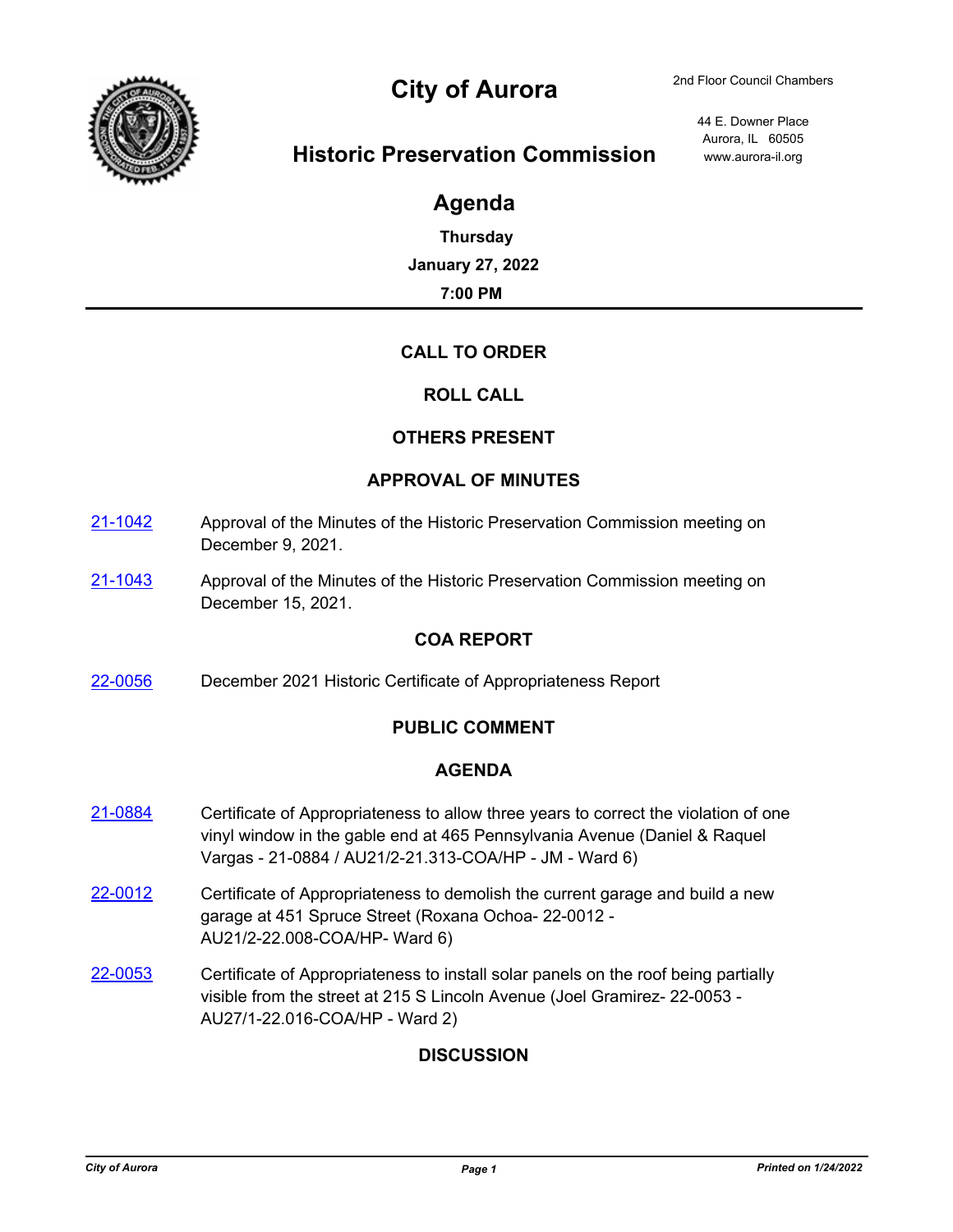# City of Aurora

## Historic Preservation Commission

2nd Floor Council Chambers

44 E. Downer Place
Aurora, IL 60505
www.aurora-il.org

## Agenda

**Thursday**

**January 27, 2022**

**7:00 PM**

---

### CALL TO ORDER

### ROLL CALL

### OTHERS PRESENT

### APPROVAL OF MINUTES

21-1042 Approval of the Minutes of the Historic Preservation Commission meeting on December 9, 2021.

21-1043 Approval of the Minutes of the Historic Preservation Commission meeting on December 15, 2021.

### COA REPORT

22-0056 December 2021 Historic Certificate of Appropriateness Report

### PUBLIC COMMENT

### AGENDA

21-0884 Certificate of Appropriateness to allow three years to correct the violation of one vinyl window in the gable end at 465 Pennsylvania Avenue (Daniel & Raquel Vargas - 21-0884 / AU21/2-21.313-COA/HP - JM - Ward 6)

22-0012 Certificate of Appropriateness to demolish the current garage and build a new garage at 451 Spruce Street (Roxana Ochoa- 22-0012 - AU21/2-22.008-COA/HP- Ward 6)

22-0053 Certificate of Appropriateness to install solar panels on the roof being partially visible from the street at 215 S Lincoln Avenue (Joel Gramirez- 22-0053 - AU27/1-22.016-COA/HP - Ward 2)

### DISCUSSION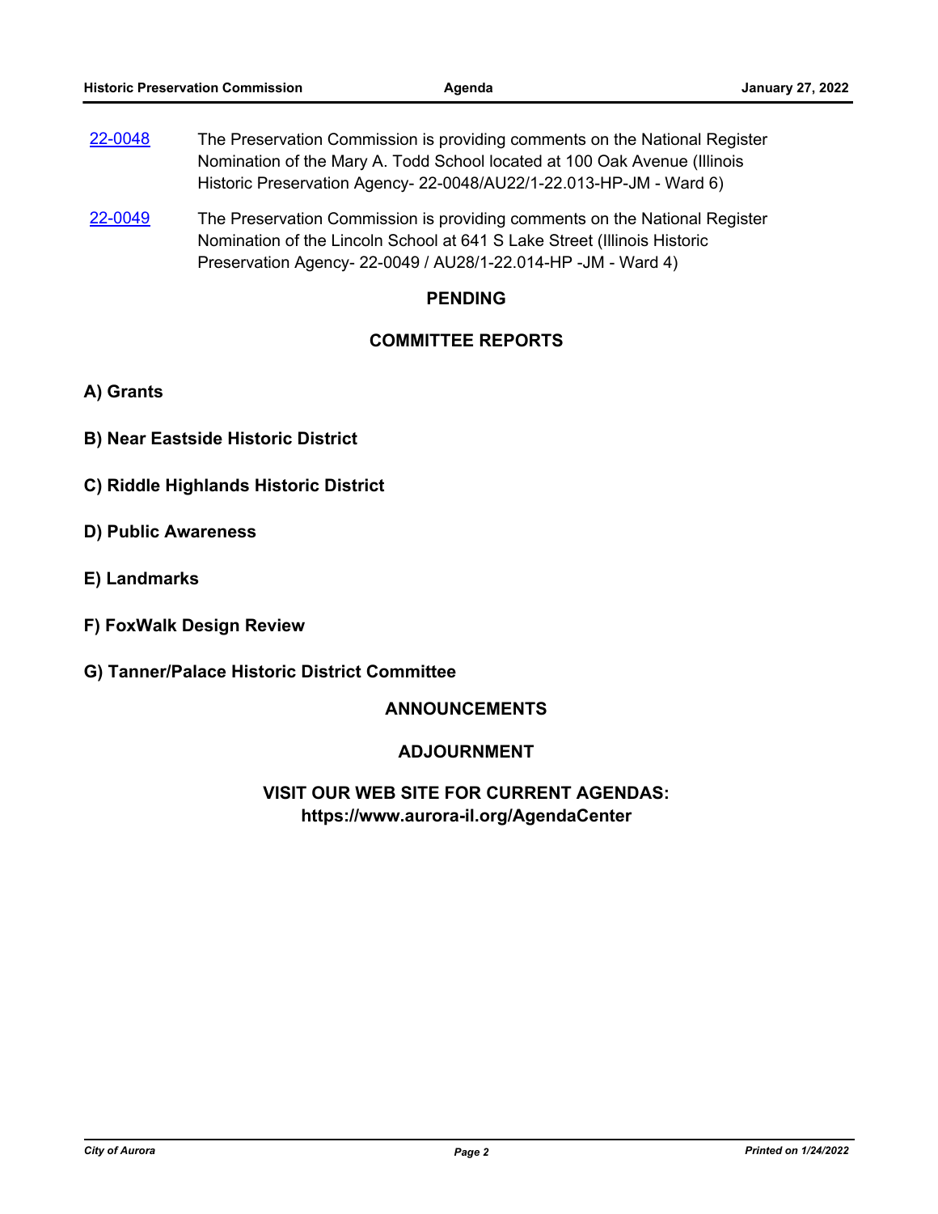22-0048 The Preservation Commission is providing comments on the National Register Nomination of the Mary A. Todd School located at 100 Oak Avenue (Illinois Historic Preservation Agency- 22-0048/AU22/1-22.013-HP-JM - Ward 6)

22-0049 The Preservation Commission is providing comments on the National Register Nomination of the Lincoln School at 641 S Lake Street (Illinois Historic Preservation Agency- 22-0049 / AU28/1-22.014-HP -JM - Ward 4)

## PENDING

## COMMITTEE REPORTS

**A) Grants**

**B) Near Eastside Historic District**

**C) Riddle Highlands Historic District**

**D) Public Awareness**

**E) Landmarks**

**F) FoxWalk Design Review**

**G) Tanner/Palace Historic District Committee**

## ANNOUNCEMENTS

## ADJOURNMENT

**VISIT OUR WEB SITE FOR CURRENT AGENDAS:**
**https://www.aurora-il.org/AgendaCenter**